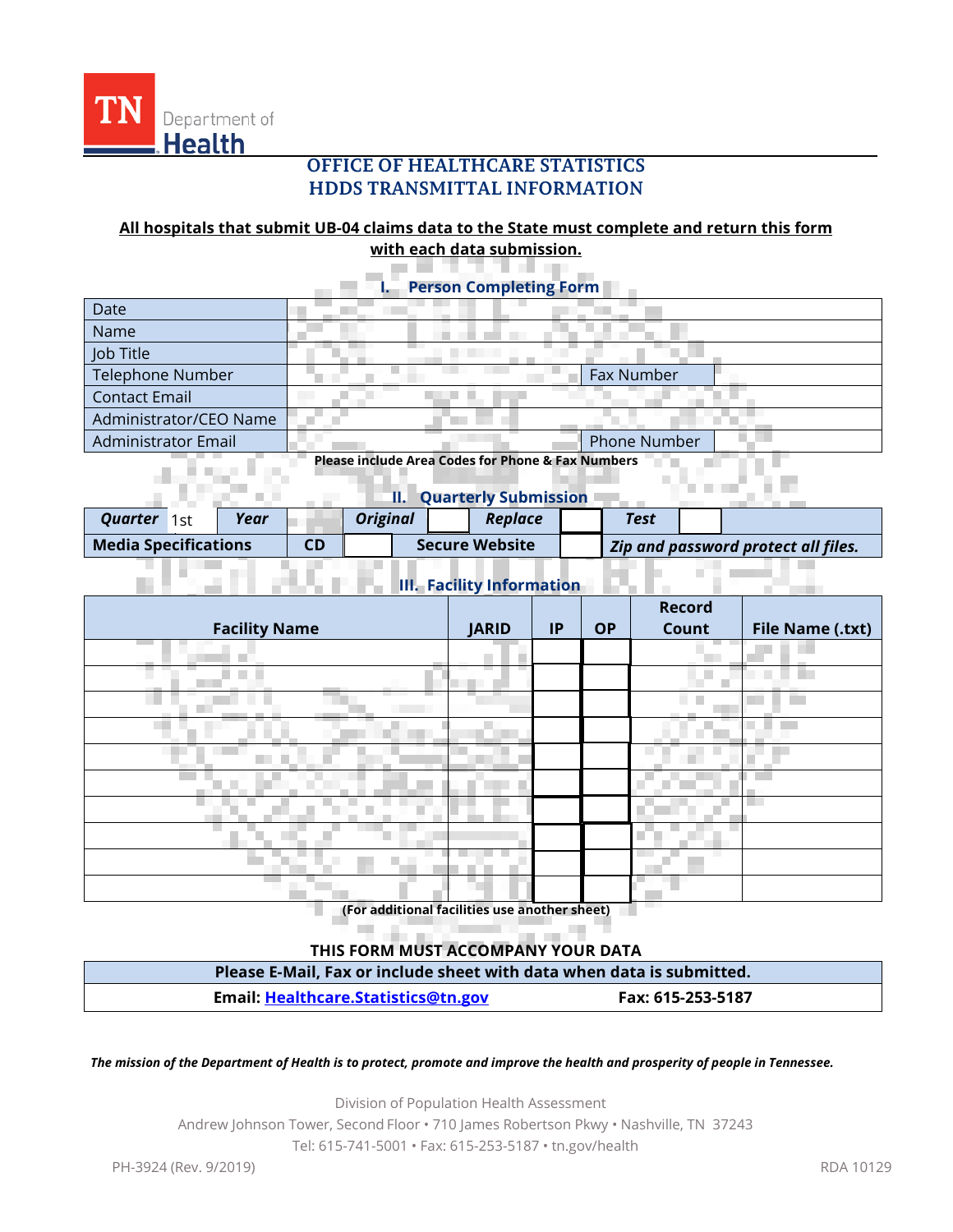TN Department of Health

# OFFICE OF HEALTHCARE STATISTICS
# HDDS TRANSMITTAL INFORMATION

**All hospitals that submit UB-04 claims data to the State must complete and return this form with each data submission.**

## I. Person Completing Form

| Date | | | |
|---|---|---|---|
| Name | | | |
| Job Title | | | |
| Telephone Number | | Fax Number | |
| Contact Email | | | |
| Administrator/CEO Name | | | |
| Administrator Email | | Phone Number | |

**Please include Area Codes for Phone & Fax Numbers**

## II. Quarterly Submission

| ***Quarter*** 1st | ***Year*** | | ***Original*** | | ***Replace*** | | ***Test*** | |
|---|---|---|---|---|---|---|---|---|
| **Media Specifications** | **CD** | | **Secure Website** | | ***Zip and password protect all files.*** | | | |

## III. Facility Information

| Facility Name | JARID | IP | OP | Record Count | File Name (.txt) |
|---|---|---|---|---|---|
| | | | | | |
| | | | | | |
| | | | | | |
| | | | | | |
| | | | | | |
| | | | | | |
| | | | | | |
| | | | | | |
| | | | | | |
| | | | | | |

**(For additional facilities use another sheet)**

**THIS FORM MUST ACCOMPANY YOUR DATA**

| **Please E-Mail, Fax or include sheet with data when data is submitted.** | |
|---|---|
| **Email: Healthcare.Statistics@tn.gov** | **Fax: 615-253-5187** |

***The mission of the Department of Health is to protect, promote and improve the health and prosperity of people in Tennessee.***

Division of Population Health Assessment
Andrew Johnson Tower, Second Floor • 710 James Robertson Pkwy • Nashville, TN 37243
Tel: 615-741-5001 • Fax: 615-253-5187 • tn.gov/health

PH-3924 (Rev. 9/2019) RDA 10129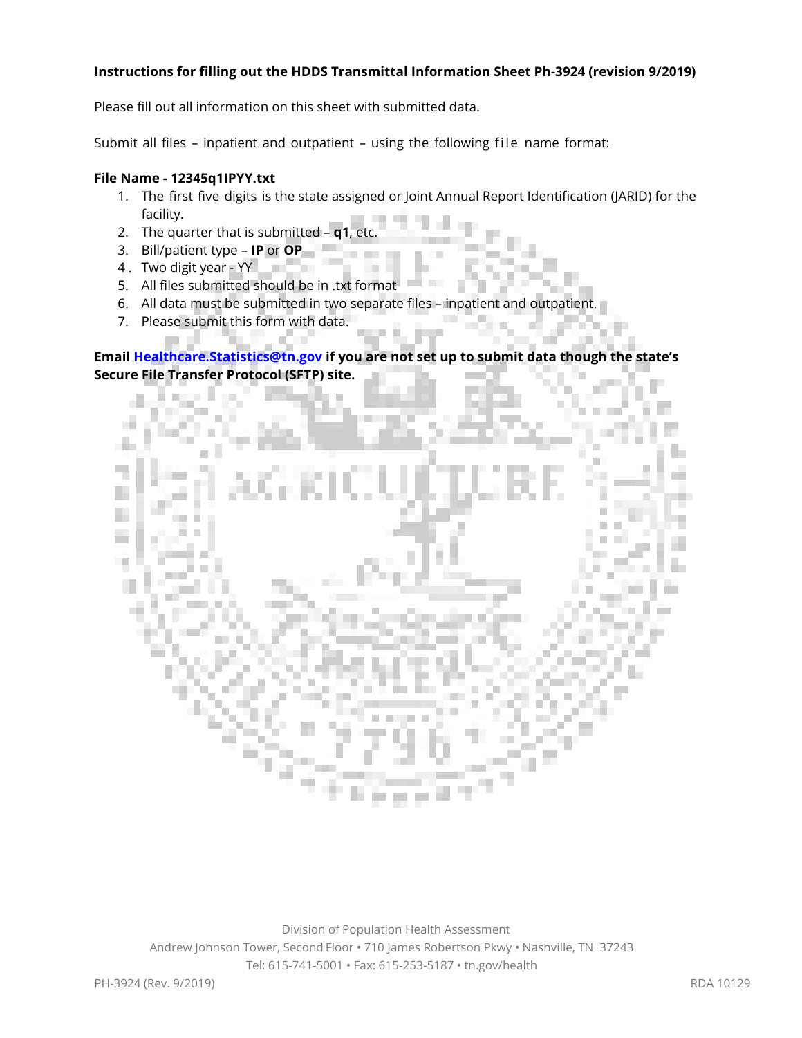**Instructions for filling out the HDDS Transmittal Information Sheet Ph-3924 (revision 9/2019)**

Please fill out all information on this sheet with submitted data.

Submit all files – inpatient and outpatient – using the following file name format:

**File Name - 12345q1IPYY.txt**

1. The first five digits is the state assigned or Joint Annual Report Identification (JARID) for the facility.
2. The quarter that is submitted – **q1**, etc.
3. Bill/patient type – **IP** or **OP**
4. Two digit year - YY
5. All files submitted should be in .txt format
6. All data must be submitted in two separate files – inpatient and outpatient.
7. Please submit this form with data.

**Email Healthcare.Statistics@tn.gov if you are not set up to submit data though the state's Secure File Transfer Protocol (SFTP) site.**

Division of Population Health Assessment
Andrew Johnson Tower, Second Floor • 710 James Robertson Pkwy • Nashville, TN 37243
Tel: 615-741-5001 • Fax: 615-253-5187 • tn.gov/health

PH-3924 (Rev. 9/2019) RDA 10129